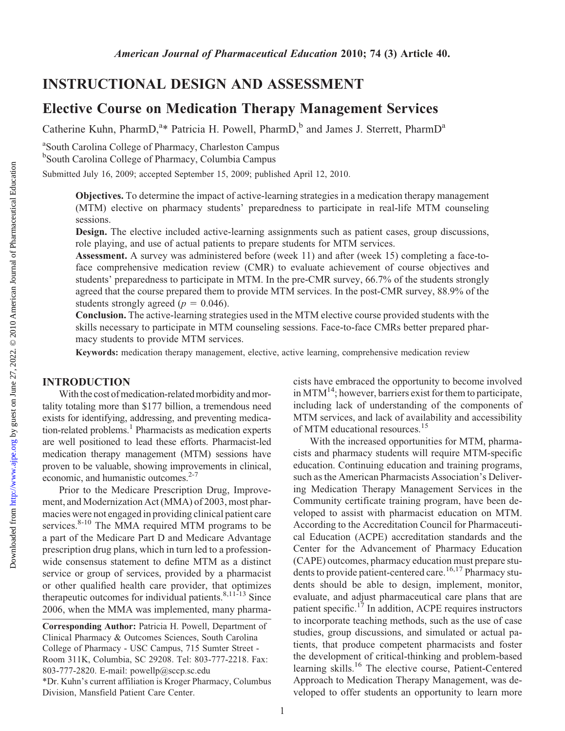## INSTRUCTIONAL DESIGN AND ASSESSMENT

# Elective Course on Medication Therapy Management Services

Catherine Kuhn, PharmD,[a]* Patricia H. Powell, PharmD,[b] and James J. Sterrett, PharmD[a]

[a]South Carolina College of Pharmacy, Charleston Campus

[b]South Carolina College of Pharmacy, Columbia Campus

Submitted July 16, 2009; accepted September 15, 2009; published April 12, 2010.

**Objectives.** To determine the impact of active-learning strategies in a medication therapy management (MTM) elective on pharmacy students' preparedness to participate in real-life MTM counseling sessions.

**Design.** The elective included active-learning assignments such as patient cases, group discussions, role playing, and use of actual patients to prepare students for MTM services.

**Assessment.** A survey was administered before (week 11) and after (week 15) completing a face-to-face comprehensive medication review (CMR) to evaluate achievement of course objectives and students' preparedness to participate in MTM. In the pre-CMR survey, 66.7% of the students strongly agreed that the course prepared them to provide MTM services. In the post-CMR survey, 88.9% of the students strongly agreed ($p = 0.046$).

**Conclusion.** The active-learning strategies used in the MTM elective course provided students with the skills necessary to participate in MTM counseling sessions. Face-to-face CMRs better prepared pharmacy students to provide MTM services.

**Keywords:** medication therapy management, elective, active learning, comprehensive medication review

## INTRODUCTION

With the cost of medication-related morbidity and mortality totaling more than $177 billion, a tremendous need exists for identifying, addressing, and preventing medication-related problems.[1] Pharmacists as medication experts are well positioned to lead these efforts. Pharmacist-led medication therapy management (MTM) sessions have proven to be valuable, showing improvements in clinical, economic, and humanistic outcomes.[2-7]

Prior to the Medicare Prescription Drug, Improvement, and Modernization Act (MMA) of 2003, most pharmacies were not engaged in providing clinical patient care services.[8-10] The MMA required MTM programs to be a part of the Medicare Part D and Medicare Advantage prescription drug plans, which in turn led to a profession-wide consensus statement to define MTM as a distinct service or group of services, provided by a pharmacist or other qualified health care provider, that optimizes therapeutic outcomes for individual patients.[8,11-13] Since 2006, when the MMA was implemented, many pharmacists have embraced the opportunity to become involved in MTM[14]; however, barriers exist for them to participate, including lack of understanding of the components of MTM services, and lack of availability and accessibility of MTM educational resources.[15]

With the increased opportunities for MTM, pharmacists and pharmacy students will require MTM-specific education. Continuing education and training programs, such as the American Pharmacists Association's Delivering Medication Therapy Management Services in the Community certificate training program, have been developed to assist with pharmacist education on MTM. According to the Accreditation Council for Pharmaceutical Education (ACPE) accreditation standards and the Center for the Advancement of Pharmacy Education (CAPE) outcomes, pharmacy education must prepare students to provide patient-centered care.[16,17] Pharmacy students should be able to design, implement, monitor, evaluate, and adjust pharmaceutical care plans that are patient specific.[17] In addition, ACPE requires instructors to incorporate teaching methods, such as the use of case studies, group discussions, and simulated or actual patients, that produce competent pharmacists and foster the development of critical-thinking and problem-based learning skills.[16] The elective course, Patient-Centered Approach to Medication Therapy Management, was developed to offer students an opportunity to learn more

**Corresponding Author:** Patricia H. Powell, Department of Clinical Pharmacy & Outcomes Sciences, South Carolina College of Pharmacy - USC Campus, 715 Sumter Street - Room 311K, Columbia, SC 29208. Tel: 803-777-2218. Fax: 803-777-2820. E-mail: powellp@sccp.sc.edu

*Dr. Kuhn's current affiliation is Kroger Pharmacy, Columbus Division, Mansfield Patient Care Center.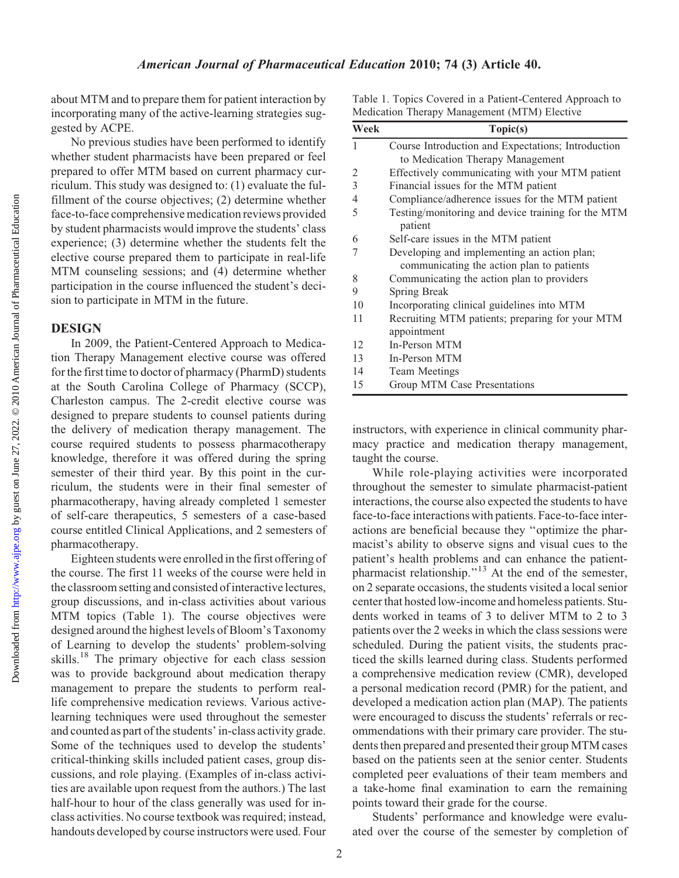about MTM and to prepare them for patient interaction by incorporating many of the active-learning strategies suggested by ACPE.

No previous studies have been performed to identify whether student pharmacists have been prepared or feel prepared to offer MTM based on current pharmacy curriculum. This study was designed to: (1) evaluate the fulfillment of the course objectives; (2) determine whether face-to-face comprehensive medication reviews provided by student pharmacists would improve the students' class experience; (3) determine whether the students felt the elective course prepared them to participate in real-life MTM counseling sessions; and (4) determine whether participation in the course influenced the student's decision to participate in MTM in the future.

## DESIGN

In 2009, the Patient-Centered Approach to Medication Therapy Management elective course was offered for the first time to doctor of pharmacy (PharmD) students at the South Carolina College of Pharmacy (SCCP), Charleston campus. The 2-credit elective course was designed to prepare students to counsel patients during the delivery of medication therapy management. The course required students to possess pharmacotherapy knowledge, therefore it was offered during the spring semester of their third year. By this point in the curriculum, the students were in their final semester of pharmacotherapy, having already completed 1 semester of self-care therapeutics, 5 semesters of a case-based course entitled Clinical Applications, and 2 semesters of pharmacotherapy.

Eighteen students were enrolled in the first offering of the course. The first 11 weeks of the course were held in the classroom setting and consisted of interactive lectures, group discussions, and in-class activities about various MTM topics (Table 1). The course objectives were designed around the highest levels of Bloom's Taxonomy of Learning to develop the students' problem-solving skills.[18] The primary objective for each class session was to provide background about medication therapy management to prepare the students to perform real-life comprehensive medication reviews. Various active-learning techniques were used throughout the semester and counted as part of the students' in-class activity grade. Some of the techniques used to develop the students' critical-thinking skills included patient cases, group discussions, and role playing. (Examples of in-class activities are available upon request from the authors.) The last half-hour to hour of the class generally was used for in-class activities. No course textbook was required; instead, handouts developed by course instructors were used. Four instructors, with experience in clinical community pharmacy practice and medication therapy management, taught the course.

Table 1. Topics Covered in a Patient-Centered Approach to Medication Therapy Management (MTM) Elective

| Week | Topic(s) |
|---|---|
| 1 | Course Introduction and Expectations; Introduction to Medication Therapy Management |
| 2 | Effectively communicating with your MTM patient |
| 3 | Financial issues for the MTM patient |
| 4 | Compliance/adherence issues for the MTM patient |
| 5 | Testing/monitoring and device training for the MTM patient |
| 6 | Self-care issues in the MTM patient |
| 7 | Developing and implementing an action plan; communicating the action plan to patients |
| 8 | Communicating the action plan to providers |
| 9 | Spring Break |
| 10 | Incorporating clinical guidelines into MTM |
| 11 | Recruiting MTM patients; preparing for your MTM appointment |
| 12 | In-Person MTM |
| 13 | In-Person MTM |
| 14 | Team Meetings |
| 15 | Group MTM Case Presentations |

While role-playing activities were incorporated throughout the semester to simulate pharmacist-patient interactions, the course also expected the students to have face-to-face interactions with patients. Face-to-face interactions are beneficial because they "optimize the pharmacist's ability to observe signs and visual cues to the patient's health problems and can enhance the patient-pharmacist relationship."[13] At the end of the semester, on 2 separate occasions, the students visited a local senior center that hosted low-income and homeless patients. Students worked in teams of 3 to deliver MTM to 2 to 3 patients over the 2 weeks in which the class sessions were scheduled. During the patient visits, the students practiced the skills learned during class. Students performed a comprehensive medication review (CMR), developed a personal medication record (PMR) for the patient, and developed a medication action plan (MAP). The patients were encouraged to discuss the students' referrals or recommendations with their primary care provider. The students then prepared and presented their group MTM cases based on the patients seen at the senior center. Students completed peer evaluations of their team members and a take-home final examination to earn the remaining points toward their grade for the course.

Students' performance and knowledge were evaluated over the course of the semester by completion of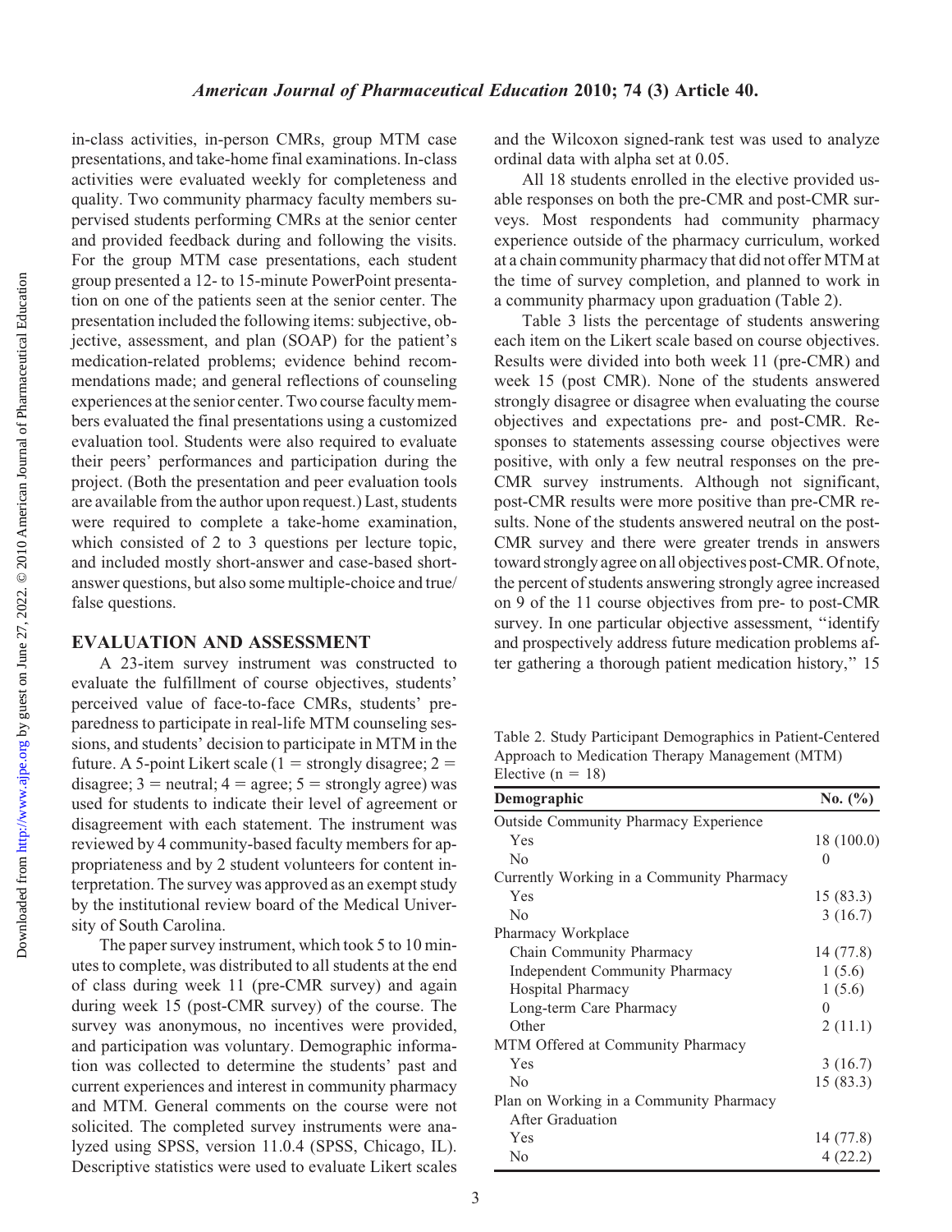in-class activities, in-person CMRs, group MTM case presentations, and take-home final examinations. In-class activities were evaluated weekly for completeness and quality. Two community pharmacy faculty members supervised students performing CMRs at the senior center and provided feedback during and following the visits. For the group MTM case presentations, each student group presented a 12- to 15-minute PowerPoint presentation on one of the patients seen at the senior center. The presentation included the following items: subjective, objective, assessment, and plan (SOAP) for the patient's medication-related problems; evidence behind recommendations made; and general reflections of counseling experiences at the senior center. Two course faculty members evaluated the final presentations using a customized evaluation tool. Students were also required to evaluate their peers' performances and participation during the project. (Both the presentation and peer evaluation tools are available from the author upon request.) Last, students were required to complete a take-home examination, which consisted of 2 to 3 questions per lecture topic, and included mostly short-answer and case-based short-answer questions, but also some multiple-choice and true/false questions.

## EVALUATION AND ASSESSMENT

A 23-item survey instrument was constructed to evaluate the fulfillment of course objectives, students' perceived value of face-to-face CMRs, students' preparedness to participate in real-life MTM counseling sessions, and students' decision to participate in MTM in the future. A 5-point Likert scale (1 = strongly disagree; 2 = disagree; 3 = neutral; 4 = agree; 5 = strongly agree) was used for students to indicate their level of agreement or disagreement with each statement. The instrument was reviewed by 4 community-based faculty members for appropriateness and by 2 student volunteers for content interpretation. The survey was approved as an exempt study by the institutional review board of the Medical University of South Carolina.

The paper survey instrument, which took 5 to 10 minutes to complete, was distributed to all students at the end of class during week 11 (pre-CMR survey) and again during week 15 (post-CMR survey) of the course. The survey was anonymous, no incentives were provided, and participation was voluntary. Demographic information was collected to determine the students' past and current experiences and interest in community pharmacy and MTM. General comments on the course were not solicited. The completed survey instruments were analyzed using SPSS, version 11.0.4 (SPSS, Chicago, IL). Descriptive statistics were used to evaluate Likert scales and the Wilcoxon signed-rank test was used to analyze ordinal data with alpha set at 0.05.

All 18 students enrolled in the elective provided usable responses on both the pre-CMR and post-CMR surveys. Most respondents had community pharmacy experience outside of the pharmacy curriculum, worked at a chain community pharmacy that did not offer MTM at the time of survey completion, and planned to work in a community pharmacy upon graduation (Table 2).

Table 3 lists the percentage of students answering each item on the Likert scale based on course objectives. Results were divided into both week 11 (pre-CMR) and week 15 (post CMR). None of the students answered strongly disagree or disagree when evaluating the course objectives and expectations pre- and post-CMR. Responses to statements assessing course objectives were positive, with only a few neutral responses on the pre-CMR survey instruments. Although not significant, post-CMR results were more positive than pre-CMR results. None of the students answered neutral on the post-CMR survey and there were greater trends in answers toward strongly agree on all objectives post-CMR. Of note, the percent of students answering strongly agree increased on 9 of the 11 course objectives from pre- to post-CMR survey. In one particular objective assessment, "identify and prospectively address future medication problems after gathering a thorough patient medication history," 15

Table 2. Study Participant Demographics in Patient-Centered Approach to Medication Therapy Management (MTM) Elective (n = 18)

| Demographic | No. (%) |
|---|---|
| Outside Community Pharmacy Experience | |
| Yes | 18 (100.0) |
| No | 0 |
| Currently Working in a Community Pharmacy | |
| Yes | 15 (83.3) |
| No | 3 (16.7) |
| Pharmacy Workplace | |
| Chain Community Pharmacy | 14 (77.8) |
| Independent Community Pharmacy | 1 (5.6) |
| Hospital Pharmacy | 1 (5.6) |
| Long-term Care Pharmacy | 0 |
| Other | 2 (11.1) |
| MTM Offered at Community Pharmacy | |
| Yes | 3 (16.7) |
| No | 15 (83.3) |
| Plan on Working in a Community Pharmacy After Graduation | |
| Yes | 14 (77.8) |
| No | 4 (22.2) |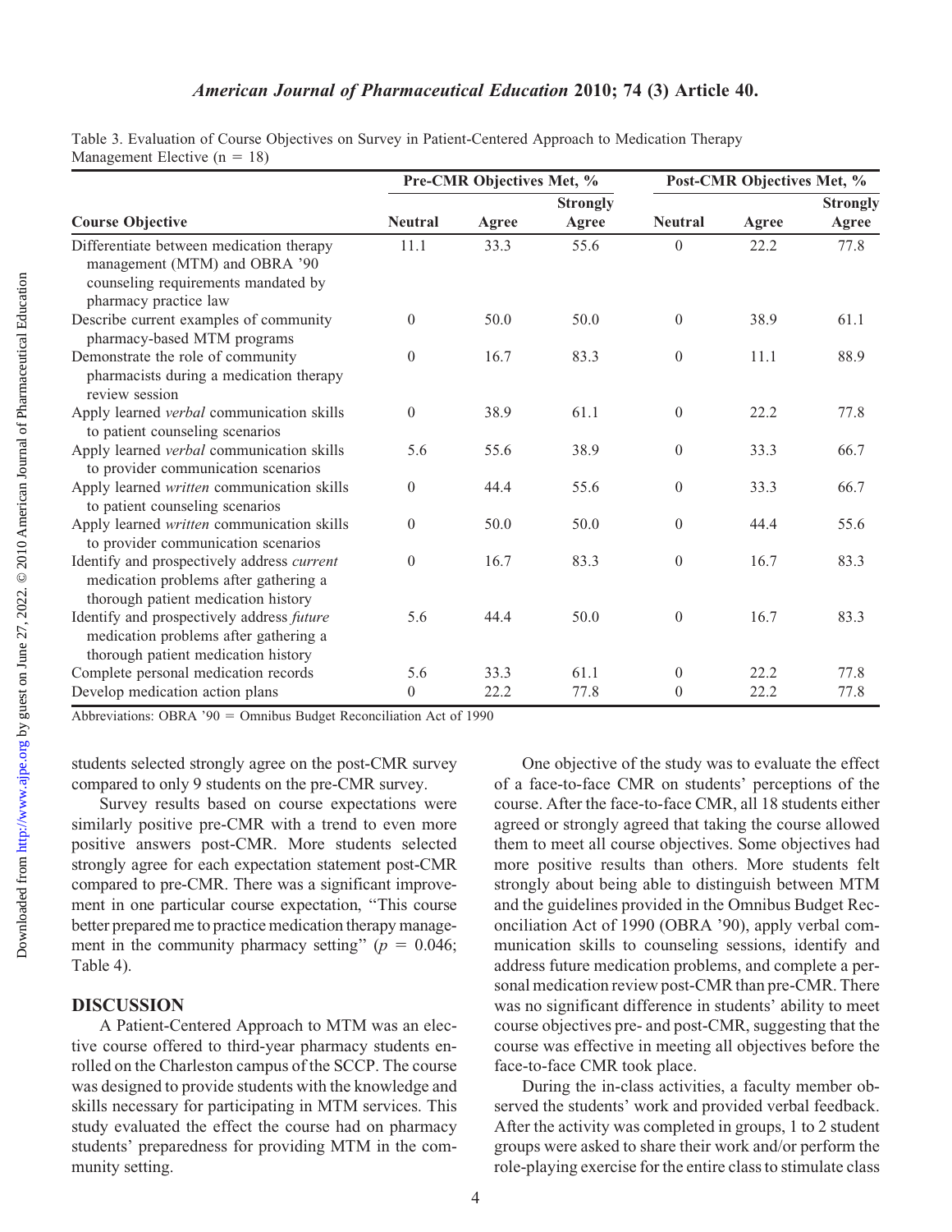Table 3. Evaluation of Course Objectives on Survey in Patient-Centered Approach to Medication Therapy Management Elective (n = 18)

| Course Objective | Pre-CMR Objectives Met, % | | | Post-CMR Objectives Met, % | | |
|---|---|---|---|---|---|---|
| | Neutral | Agree | Strongly Agree | Neutral | Agree | Strongly Agree |
| Differentiate between medication therapy management (MTM) and OBRA '90 counseling requirements mandated by pharmacy practice law | 11.1 | 33.3 | 55.6 | 0 | 22.2 | 77.8 |
| Describe current examples of community pharmacy-based MTM programs | 0 | 50.0 | 50.0 | 0 | 38.9 | 61.1 |
| Demonstrate the role of community pharmacists during a medication therapy review session | 0 | 16.7 | 83.3 | 0 | 11.1 | 88.9 |
| Apply learned *verbal* communication skills to patient counseling scenarios | 0 | 38.9 | 61.1 | 0 | 22.2 | 77.8 |
| Apply learned *verbal* communication skills to provider communication scenarios | 5.6 | 55.6 | 38.9 | 0 | 33.3 | 66.7 |
| Apply learned *written* communication skills to patient counseling scenarios | 0 | 44.4 | 55.6 | 0 | 33.3 | 66.7 |
| Apply learned *written* communication skills to provider communication scenarios | 0 | 50.0 | 50.0 | 0 | 44.4 | 55.6 |
| Identify and prospectively address *current* medication problems after gathering a thorough patient medication history | 0 | 16.7 | 83.3 | 0 | 16.7 | 83.3 |
| Identify and prospectively address *future* medication problems after gathering a thorough patient medication history | 5.6 | 44.4 | 50.0 | 0 | 16.7 | 83.3 |
| Complete personal medication records | 5.6 | 33.3 | 61.1 | 0 | 22.2 | 77.8 |
| Develop medication action plans | 0 | 22.2 | 77.8 | 0 | 22.2 | 77.8 |

Abbreviations: OBRA '90 = Omnibus Budget Reconciliation Act of 1990

students selected strongly agree on the post-CMR survey compared to only 9 students on the pre-CMR survey.

Survey results based on course expectations were similarly positive pre-CMR with a trend to even more positive answers post-CMR. More students selected strongly agree for each expectation statement post-CMR compared to pre-CMR. There was a significant improvement in one particular course expectation, "This course better prepared me to practice medication therapy management in the community pharmacy setting" ($p = 0.046$; Table 4).

## DISCUSSION

A Patient-Centered Approach to MTM was an elective course offered to third-year pharmacy students enrolled on the Charleston campus of the SCCP. The course was designed to provide students with the knowledge and skills necessary for participating in MTM services. This study evaluated the effect the course had on pharmacy students' preparedness for providing MTM in the community setting.

One objective of the study was to evaluate the effect of a face-to-face CMR on students' perceptions of the course. After the face-to-face CMR, all 18 students either agreed or strongly agreed that taking the course allowed them to meet all course objectives. Some objectives had more positive results than others. More students felt strongly about being able to distinguish between MTM and the guidelines provided in the Omnibus Budget Reconciliation Act of 1990 (OBRA '90), apply verbal communication skills to counseling sessions, identify and address future medication problems, and complete a personal medication review post-CMR than pre-CMR. There was no significant difference in students' ability to meet course objectives pre- and post-CMR, suggesting that the course was effective in meeting all objectives before the face-to-face CMR took place.

During the in-class activities, a faculty member observed the students' work and provided verbal feedback. After the activity was completed in groups, 1 to 2 student groups were asked to share their work and/or perform the role-playing exercise for the entire class to stimulate class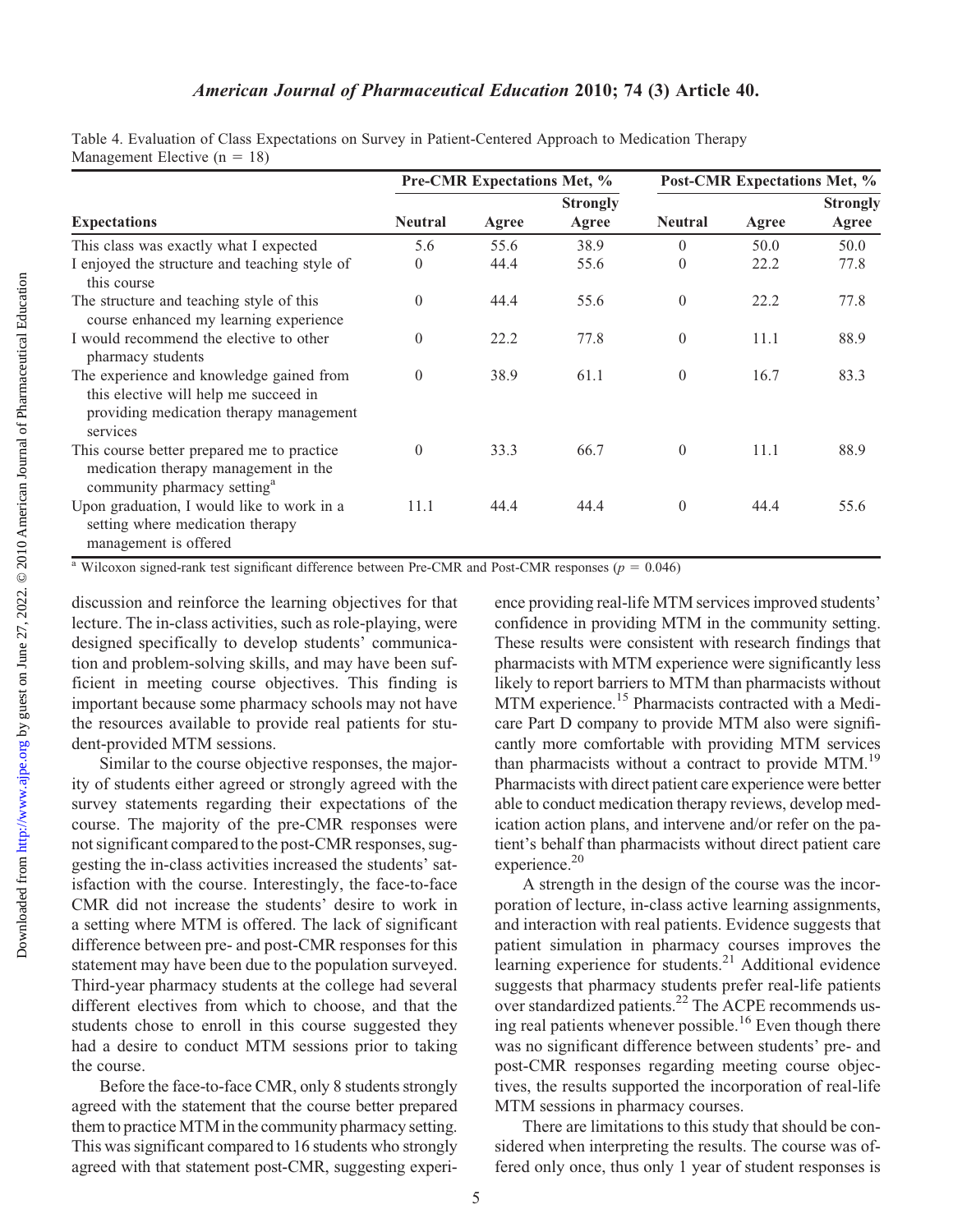Table 4. Evaluation of Class Expectations on Survey in Patient-Centered Approach to Medication Therapy Management Elective (n = 18)

| Expectations | Pre-CMR Expectations Met, % | | | Post-CMR Expectations Met, % | | |
|---|---|---|---|---|---|---|
| | Neutral | Agree | Strongly Agree | Neutral | Agree | Strongly Agree |
| This class was exactly what I expected | 5.6 | 55.6 | 38.9 | 0 | 50.0 | 50.0 |
| I enjoyed the structure and teaching style of this course | 0 | 44.4 | 55.6 | 0 | 22.2 | 77.8 |
| The structure and teaching style of this course enhanced my learning experience | 0 | 44.4 | 55.6 | 0 | 22.2 | 77.8 |
| I would recommend the elective to other pharmacy students | 0 | 22.2 | 77.8 | 0 | 11.1 | 88.9 |
| The experience and knowledge gained from this elective will help me succeed in providing medication therapy management services | 0 | 38.9 | 61.1 | 0 | 16.7 | 83.3 |
| This course better prepared me to practice medication therapy management in the community pharmacy setting[a] | 0 | 33.3 | 66.7 | 0 | 11.1 | 88.9 |
| Upon graduation, I would like to work in a setting where medication therapy management is offered | 11.1 | 44.4 | 44.4 | 0 | 44.4 | 55.6 |

[a] Wilcoxon signed-rank test significant difference between Pre-CMR and Post-CMR responses ($p = 0.046$)

discussion and reinforce the learning objectives for that lecture. The in-class activities, such as role-playing, were designed specifically to develop students' communication and problem-solving skills, and may have been sufficient in meeting course objectives. This finding is important because some pharmacy schools may not have the resources available to provide real patients for student-provided MTM sessions.

Similar to the course objective responses, the majority of students either agreed or strongly agreed with the survey statements regarding their expectations of the course. The majority of the pre-CMR responses were not significant compared to the post-CMR responses, suggesting the in-class activities increased the students' satisfaction with the course. Interestingly, the face-to-face CMR did not increase the students' desire to work in a setting where MTM is offered. The lack of significant difference between pre- and post-CMR responses for this statement may have been due to the population surveyed. Third-year pharmacy students at the college had several different electives from which to choose, and that the students chose to enroll in this course suggested they had a desire to conduct MTM sessions prior to taking the course.

Before the face-to-face CMR, only 8 students strongly agreed with the statement that the course better prepared them to practice MTM in the community pharmacy setting. This was significant compared to 16 students who strongly agreed with that statement post-CMR, suggesting experience providing real-life MTM services improved students' confidence in providing MTM in the community setting. These results were consistent with research findings that pharmacists with MTM experience were significantly less likely to report barriers to MTM than pharmacists without MTM experience.[15] Pharmacists contracted with a Medicare Part D company to provide MTM also were significantly more comfortable with providing MTM services than pharmacists without a contract to provide MTM.[19] Pharmacists with direct patient care experience were better able to conduct medication therapy reviews, develop medication action plans, and intervene and/or refer on the patient's behalf than pharmacists without direct patient care experience.[20]

A strength in the design of the course was the incorporation of lecture, in-class active learning assignments, and interaction with real patients. Evidence suggests that patient simulation in pharmacy courses improves the learning experience for students.[21] Additional evidence suggests that pharmacy students prefer real-life patients over standardized patients.[22] The ACPE recommends using real patients whenever possible.[16] Even though there was no significant difference between students' pre- and post-CMR responses regarding meeting course objectives, the results supported the incorporation of real-life MTM sessions in pharmacy courses.

There are limitations to this study that should be considered when interpreting the results. The course was offered only once, thus only 1 year of student responses is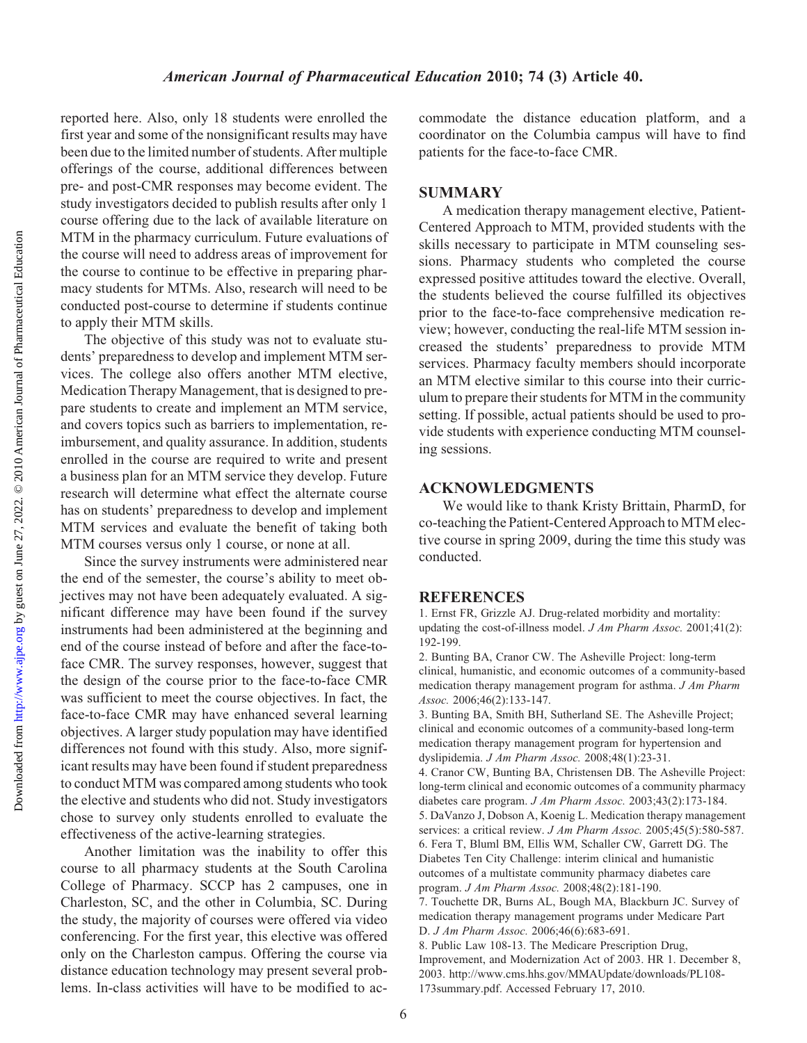reported here. Also, only 18 students were enrolled the first year and some of the nonsignificant results may have been due to the limited number of students. After multiple offerings of the course, additional differences between pre- and post-CMR responses may become evident. The study investigators decided to publish results after only 1 course offering due to the lack of available literature on MTM in the pharmacy curriculum. Future evaluations of the course will need to address areas of improvement for the course to continue to be effective in preparing pharmacy students for MTMs. Also, research will need to be conducted post-course to determine if students continue to apply their MTM skills.

The objective of this study was not to evaluate students' preparedness to develop and implement MTM services. The college also offers another MTM elective, Medication Therapy Management, that is designed to prepare students to create and implement an MTM service, and covers topics such as barriers to implementation, reimbursement, and quality assurance. In addition, students enrolled in the course are required to write and present a business plan for an MTM service they develop. Future research will determine what effect the alternate course has on students' preparedness to develop and implement MTM services and evaluate the benefit of taking both MTM courses versus only 1 course, or none at all.

Since the survey instruments were administered near the end of the semester, the course's ability to meet objectives may not have been adequately evaluated. A significant difference may have been found if the survey instruments had been administered at the beginning and end of the course instead of before and after the face-to-face CMR. The survey responses, however, suggest that the design of the course prior to the face-to-face CMR was sufficient to meet the course objectives. In fact, the face-to-face CMR may have enhanced several learning objectives. A larger study population may have identified differences not found with this study. Also, more significant results may have been found if student preparedness to conduct MTM was compared among students who took the elective and students who did not. Study investigators chose to survey only students enrolled to evaluate the effectiveness of the active-learning strategies.

Another limitation was the inability to offer this course to all pharmacy students at the South Carolina College of Pharmacy. SCCP has 2 campuses, one in Charleston, SC, and the other in Columbia, SC. During the study, the majority of courses were offered via video conferencing. For the first year, this elective was offered only on the Charleston campus. Offering the course via distance education technology may present several problems. In-class activities will have to be modified to accommodate the distance education platform, and a coordinator on the Columbia campus will have to find patients for the face-to-face CMR.

## SUMMARY

A medication therapy management elective, Patient-Centered Approach to MTM, provided students with the skills necessary to participate in MTM counseling sessions. Pharmacy students who completed the course expressed positive attitudes toward the elective. Overall, the students believed the course fulfilled its objectives prior to the face-to-face comprehensive medication review; however, conducting the real-life MTM session increased the students' preparedness to provide MTM services. Pharmacy faculty members should incorporate an MTM elective similar to this course into their curriculum to prepare their students for MTM in the community setting. If possible, actual patients should be used to provide students with experience conducting MTM counseling sessions.

## ACKNOWLEDGMENTS

We would like to thank Kristy Brittain, PharmD, for co-teaching the Patient-Centered Approach to MTM elective course in spring 2009, during the time this study was conducted.

## REFERENCES

1. Ernst FR, Grizzle AJ. Drug-related morbidity and mortality: updating the cost-of-illness model. *J Am Pharm Assoc.* 2001;41(2):192-199.
2. Bunting BA, Cranor CW. The Asheville Project: long-term clinical, humanistic, and economic outcomes of a community-based medication therapy management program for asthma. *J Am Pharm Assoc.* 2006;46(2):133-147.
3. Bunting BA, Smith BH, Sutherland SE. The Asheville Project; clinical and economic outcomes of a community-based long-term medication therapy management program for hypertension and dyslipidemia. *J Am Pharm Assoc.* 2008;48(1):23-31.
4. Cranor CW, Bunting BA, Christensen DB. The Asheville Project: long-term clinical and economic outcomes of a community pharmacy diabetes care program. *J Am Pharm Assoc.* 2003;43(2):173-184.
5. DaVanzo J, Dobson A, Koenig L. Medication therapy management services: a critical review. *J Am Pharm Assoc.* 2005;45(5):580-587.
6. Fera T, Bluml BM, Ellis WM, Schaller CW, Garrett DG. The Diabetes Ten City Challenge: interim clinical and humanistic outcomes of a multistate community pharmacy diabetes care program. *J Am Pharm Assoc.* 2008;48(2):181-190.
7. Touchette DR, Burns AL, Bough MA, Blackburn JC. Survey of medication therapy management programs under Medicare Part D. *J Am Pharm Assoc.* 2006;46(6):683-691.
8. Public Law 108-13. The Medicare Prescription Drug, Improvement, and Modernization Act of 2003. HR 1. December 8, 2003. http://www.cms.hhs.gov/MMAUpdate/downloads/PL108-173summary.pdf. Accessed February 17, 2010.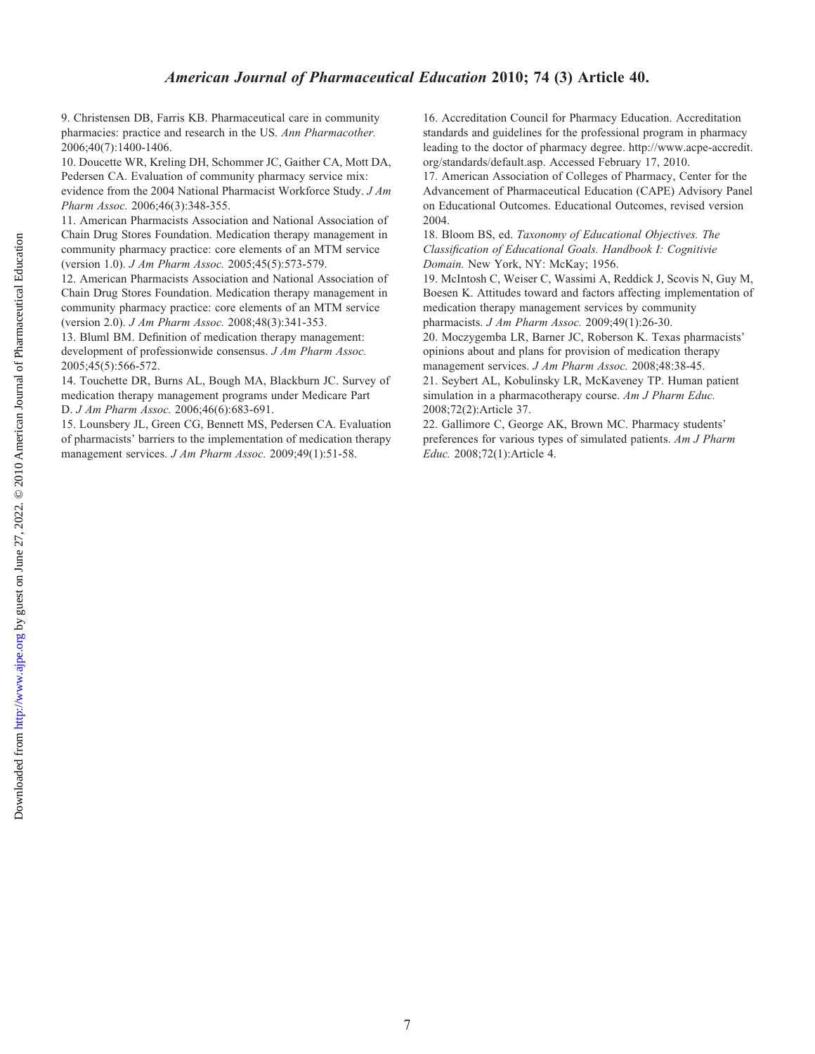9. Christensen DB, Farris KB. Pharmaceutical care in community pharmacies: practice and research in the US. *Ann Pharmacother.* 2006;40(7):1400-1406.

10. Doucette WR, Kreling DH, Schommer JC, Gaither CA, Mott DA, Pedersen CA. Evaluation of community pharmacy service mix: evidence from the 2004 National Pharmacist Workforce Study. *J Am Pharm Assoc.* 2006;46(3):348-355.

11. American Pharmacists Association and National Association of Chain Drug Stores Foundation. Medication therapy management in community pharmacy practice: core elements of an MTM service (version 1.0). *J Am Pharm Assoc.* 2005;45(5):573-579.

12. American Pharmacists Association and National Association of Chain Drug Stores Foundation. Medication therapy management in community pharmacy practice: core elements of an MTM service (version 2.0). *J Am Pharm Assoc.* 2008;48(3):341-353.

13. Bluml BM. Definition of medication therapy management: development of professionwide consensus. *J Am Pharm Assoc.* 2005;45(5):566-572.

14. Touchette DR, Burns AL, Bough MA, Blackburn JC. Survey of medication therapy management programs under Medicare Part D. *J Am Pharm Assoc.* 2006;46(6):683-691.

15. Lounsbery JL, Green CG, Bennett MS, Pedersen CA. Evaluation of pharmacists' barriers to the implementation of medication therapy management services. *J Am Pharm Assoc.* 2009;49(1):51-58.

16. Accreditation Council for Pharmacy Education. Accreditation standards and guidelines for the professional program in pharmacy leading to the doctor of pharmacy degree. http://www.acpe-accredit.org/standards/default.asp. Accessed February 17, 2010.

17. American Association of Colleges of Pharmacy, Center for the Advancement of Pharmaceutical Education (CAPE) Advisory Panel on Educational Outcomes. Educational Outcomes, revised version 2004.

18. Bloom BS, ed. *Taxonomy of Educational Objectives. The Classification of Educational Goals. Handbook I: Cognitivie Domain.* New York, NY: McKay; 1956.

19. McIntosh C, Weiser C, Wassimi A, Reddick J, Scovis N, Guy M, Boesen K. Attitudes toward and factors affecting implementation of medication therapy management services by community pharmacists. *J Am Pharm Assoc.* 2009;49(1):26-30.

20. Moczygemba LR, Barner JC, Roberson K. Texas pharmacists' opinions about and plans for provision of medication therapy management services. *J Am Pharm Assoc.* 2008;48:38-45.

21. Seybert AL, Kobulinsky LR, McKaveney TP. Human patient simulation in a pharmacotherapy course. *Am J Pharm Educ.* 2008;72(2):Article 37.

22. Gallimore C, George AK, Brown MC. Pharmacy students' preferences for various types of simulated patients. *Am J Pharm Educ.* 2008;72(1):Article 4.